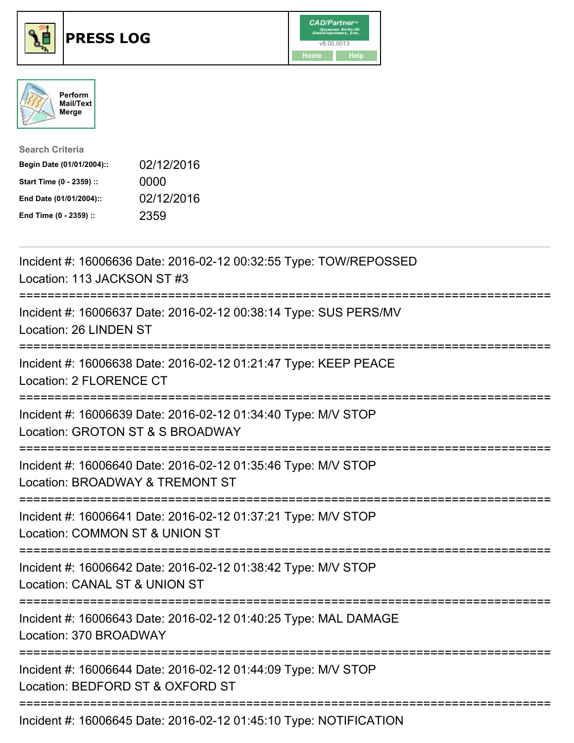# PRESS LOG

Perform Mail/Text Merge

**Search Criteria**

| | |
|---|---|
| **Begin Date (01/01/2004)::** | 02/12/2016 |
| **Start Time (0 - 2359) ::** | 0000 |
| **End Date (01/01/2004)::** | 02/12/2016 |
| **End Time (0 - 2359) ::** | 2359 |

---

Incident #: 16006636 Date: 2016-02-12 00:32:55 Type: TOW/REPOSSED
Location: 113 JACKSON ST #3

===========================================================================

Incident #: 16006637 Date: 2016-02-12 00:38:14 Type: SUS PERS/MV
Location: 26 LINDEN ST

===========================================================================

Incident #: 16006638 Date: 2016-02-12 01:21:47 Type: KEEP PEACE
Location: 2 FLORENCE CT

===========================================================================

Incident #: 16006639 Date: 2016-02-12 01:34:40 Type: M/V STOP
Location: GROTON ST & S BROADWAY

===========================================================================

Incident #: 16006640 Date: 2016-02-12 01:35:46 Type: M/V STOP
Location: BROADWAY & TREMONT ST

===========================================================================

Incident #: 16006641 Date: 2016-02-12 01:37:21 Type: M/V STOP
Location: COMMON ST & UNION ST

===========================================================================

Incident #: 16006642 Date: 2016-02-12 01:38:42 Type: M/V STOP
Location: CANAL ST & UNION ST

===========================================================================

Incident #: 16006643 Date: 2016-02-12 01:40:25 Type: MAL DAMAGE
Location: 370 BROADWAY

===========================================================================

Incident #: 16006644 Date: 2016-02-12 01:44:09 Type: M/V STOP
Location: BEDFORD ST & OXFORD ST

===========================================================================

Incident #: 16006645 Date: 2016-02-12 01:45:10 Type: NOTIFICATION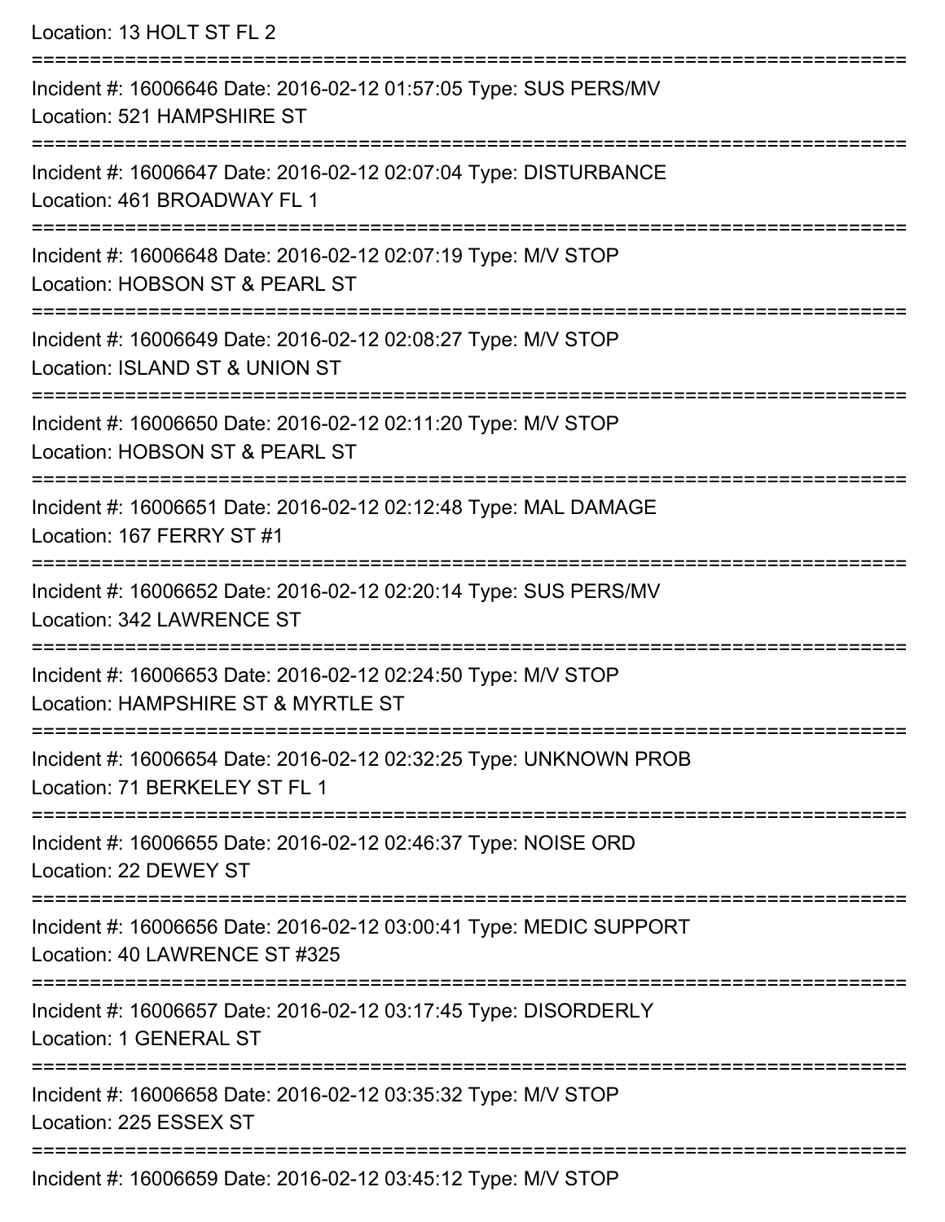Location: 13 HOLT ST FL 2

===========================================================================

Incident #: 16006646 Date: 2016-02-12 01:57:05 Type: SUS PERS/MV
Location: 521 HAMPSHIRE ST

===========================================================================

Incident #: 16006647 Date: 2016-02-12 02:07:04 Type: DISTURBANCE
Location: 461 BROADWAY FL 1

===========================================================================

Incident #: 16006648 Date: 2016-02-12 02:07:19 Type: M/V STOP
Location: HOBSON ST & PEARL ST

===========================================================================

Incident #: 16006649 Date: 2016-02-12 02:08:27 Type: M/V STOP
Location: ISLAND ST & UNION ST

===========================================================================

Incident #: 16006650 Date: 2016-02-12 02:11:20 Type: M/V STOP
Location: HOBSON ST & PEARL ST

===========================================================================

Incident #: 16006651 Date: 2016-02-12 02:12:48 Type: MAL DAMAGE
Location: 167 FERRY ST #1

===========================================================================

Incident #: 16006652 Date: 2016-02-12 02:20:14 Type: SUS PERS/MV
Location: 342 LAWRENCE ST

===========================================================================

Incident #: 16006653 Date: 2016-02-12 02:24:50 Type: M/V STOP
Location: HAMPSHIRE ST & MYRTLE ST

===========================================================================

Incident #: 16006654 Date: 2016-02-12 02:32:25 Type: UNKNOWN PROB
Location: 71 BERKELEY ST FL 1

===========================================================================

Incident #: 16006655 Date: 2016-02-12 02:46:37 Type: NOISE ORD
Location: 22 DEWEY ST

===========================================================================

Incident #: 16006656 Date: 2016-02-12 03:00:41 Type: MEDIC SUPPORT
Location: 40 LAWRENCE ST #325

===========================================================================

Incident #: 16006657 Date: 2016-02-12 03:17:45 Type: DISORDERLY
Location: 1 GENERAL ST

===========================================================================

Incident #: 16006658 Date: 2016-02-12 03:35:32 Type: M/V STOP
Location: 225 ESSEX ST

===========================================================================

Incident #: 16006659 Date: 2016-02-12 03:45:12 Type: M/V STOP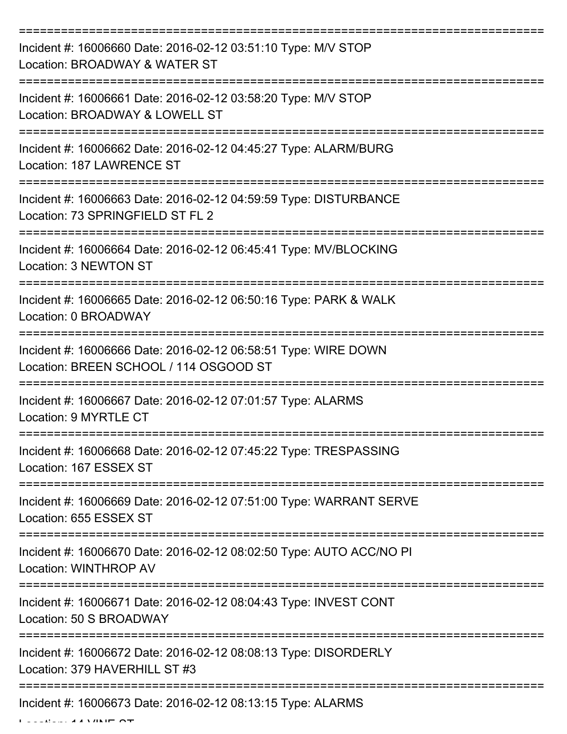===========================================================================

Incident #: 16006660 Date: 2016-02-12 03:51:10 Type: M/V STOP
Location: BROADWAY & WATER ST

===========================================================================

Incident #: 16006661 Date: 2016-02-12 03:58:20 Type: M/V STOP
Location: BROADWAY & LOWELL ST

===========================================================================

Incident #: 16006662 Date: 2016-02-12 04:45:27 Type: ALARM/BURG
Location: 187 LAWRENCE ST

===========================================================================

Incident #: 16006663 Date: 2016-02-12 04:59:59 Type: DISTURBANCE
Location: 73 SPRINGFIELD ST FL 2

===========================================================================

Incident #: 16006664 Date: 2016-02-12 06:45:41 Type: MV/BLOCKING
Location: 3 NEWTON ST

===========================================================================

Incident #: 16006665 Date: 2016-02-12 06:50:16 Type: PARK & WALK
Location: 0 BROADWAY

===========================================================================

Incident #: 16006666 Date: 2016-02-12 06:58:51 Type: WIRE DOWN
Location: BREEN SCHOOL / 114 OSGOOD ST

===========================================================================

Incident #: 16006667 Date: 2016-02-12 07:01:57 Type: ALARMS
Location: 9 MYRTLE CT

===========================================================================

Incident #: 16006668 Date: 2016-02-12 07:45:22 Type: TRESPASSING
Location: 167 ESSEX ST

===========================================================================

Incident #: 16006669 Date: 2016-02-12 07:51:00 Type: WARRANT SERVE
Location: 655 ESSEX ST

===========================================================================

Incident #: 16006670 Date: 2016-02-12 08:02:50 Type: AUTO ACC/NO PI
Location: WINTHROP AV

===========================================================================

Incident #: 16006671 Date: 2016-02-12 08:04:43 Type: INVEST CONT
Location: 50 S BROADWAY

===========================================================================

Incident #: 16006672 Date: 2016-02-12 08:08:13 Type: DISORDERLY
Location: 379 HAVERHILL ST #3

===========================================================================

Incident #: 16006673 Date: 2016-02-12 08:13:15 Type: ALARMS
Location: 14 VINE ST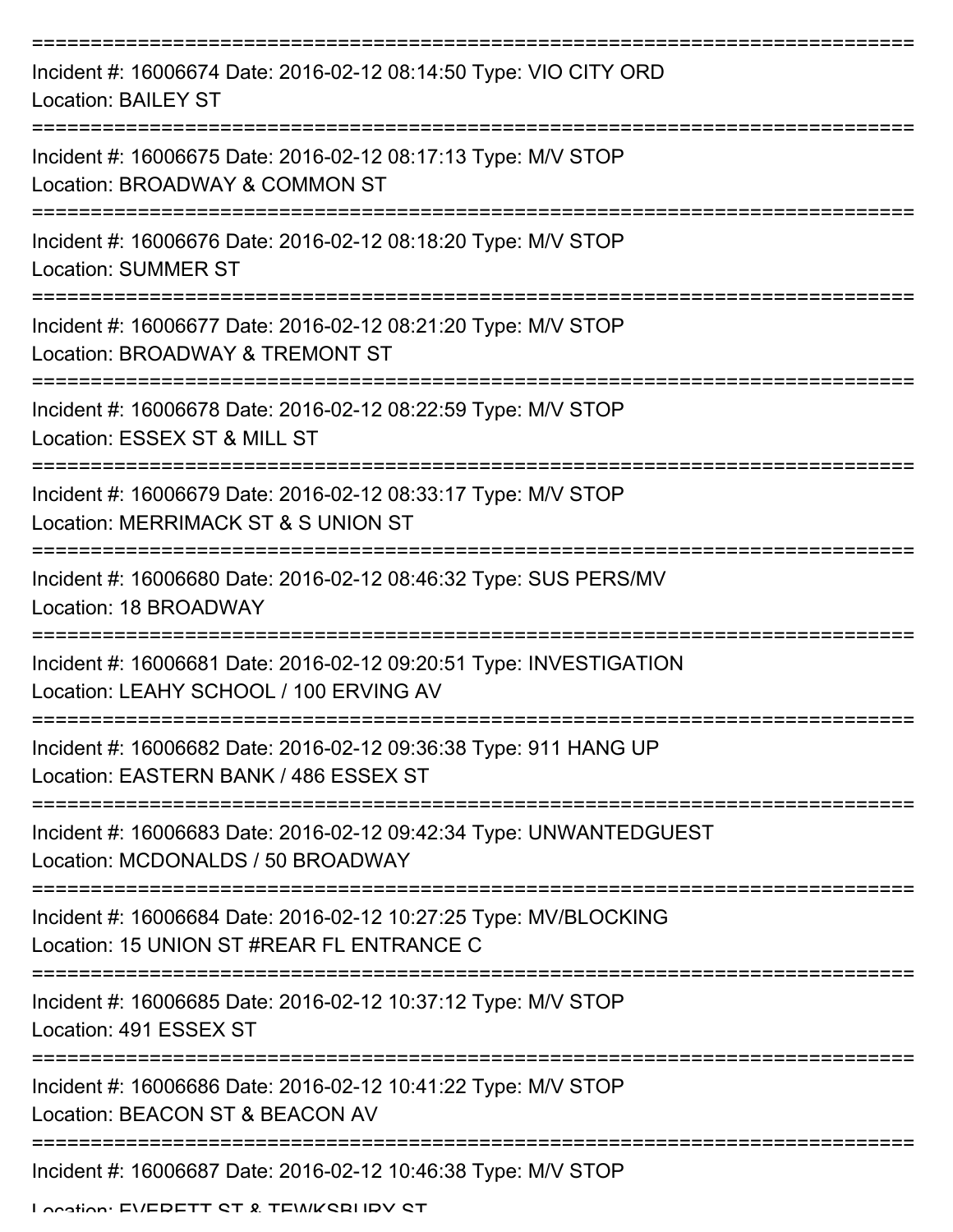===========================================================================

Incident #: 16006674 Date: 2016-02-12 08:14:50 Type: VIO CITY ORD
Location: BAILEY ST

===========================================================================

Incident #: 16006675 Date: 2016-02-12 08:17:13 Type: M/V STOP
Location: BROADWAY & COMMON ST

===========================================================================

Incident #: 16006676 Date: 2016-02-12 08:18:20 Type: M/V STOP
Location: SUMMER ST

===========================================================================

Incident #: 16006677 Date: 2016-02-12 08:21:20 Type: M/V STOP
Location: BROADWAY & TREMONT ST

===========================================================================

Incident #: 16006678 Date: 2016-02-12 08:22:59 Type: M/V STOP
Location: ESSEX ST & MILL ST

===========================================================================

Incident #: 16006679 Date: 2016-02-12 08:33:17 Type: M/V STOP
Location: MERRIMACK ST & S UNION ST

===========================================================================

Incident #: 16006680 Date: 2016-02-12 08:46:32 Type: SUS PERS/MV
Location: 18 BROADWAY

===========================================================================

Incident #: 16006681 Date: 2016-02-12 09:20:51 Type: INVESTIGATION
Location: LEAHY SCHOOL / 100 ERVING AV

===========================================================================

Incident #: 16006682 Date: 2016-02-12 09:36:38 Type: 911 HANG UP
Location: EASTERN BANK / 486 ESSEX ST

===========================================================================

Incident #: 16006683 Date: 2016-02-12 09:42:34 Type: UNWANTEDGUEST
Location: MCDONALDS / 50 BROADWAY

===========================================================================

Incident #: 16006684 Date: 2016-02-12 10:27:25 Type: MV/BLOCKING
Location: 15 UNION ST #REAR FL ENTRANCE C

===========================================================================

Incident #: 16006685 Date: 2016-02-12 10:37:12 Type: M/V STOP
Location: 491 ESSEX ST

===========================================================================

Incident #: 16006686 Date: 2016-02-12 10:41:22 Type: M/V STOP
Location: BEACON ST & BEACON AV

===========================================================================

Incident #: 16006687 Date: 2016-02-12 10:46:38 Type: M/V STOP
Location: EVERETT ST & TEWKSBURY ST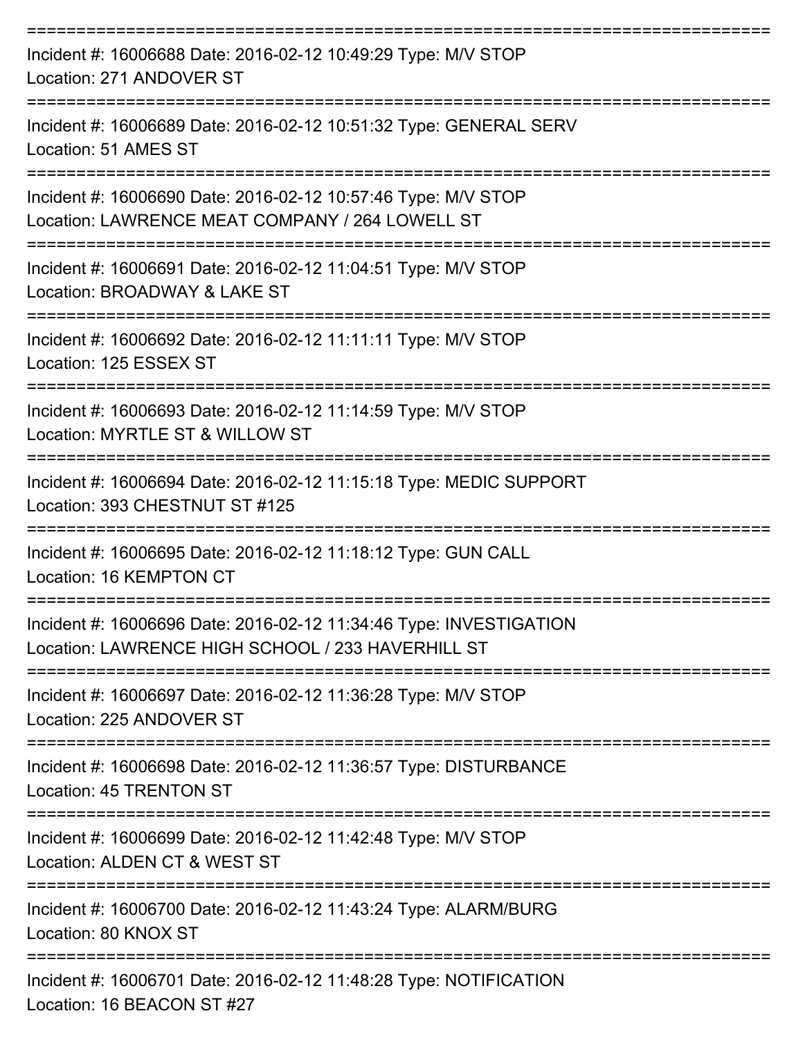===========================================================================

Incident #: 16006688 Date: 2016-02-12 10:49:29 Type: M/V STOP
Location: 271 ANDOVER ST

===========================================================================

Incident #: 16006689 Date: 2016-02-12 10:51:32 Type: GENERAL SERV
Location: 51 AMES ST

===========================================================================

Incident #: 16006690 Date: 2016-02-12 10:57:46 Type: M/V STOP
Location: LAWRENCE MEAT COMPANY / 264 LOWELL ST

===========================================================================

Incident #: 16006691 Date: 2016-02-12 11:04:51 Type: M/V STOP
Location: BROADWAY & LAKE ST

===========================================================================

Incident #: 16006692 Date: 2016-02-12 11:11:11 Type: M/V STOP
Location: 125 ESSEX ST

===========================================================================

Incident #: 16006693 Date: 2016-02-12 11:14:59 Type: M/V STOP
Location: MYRTLE ST & WILLOW ST

===========================================================================

Incident #: 16006694 Date: 2016-02-12 11:15:18 Type: MEDIC SUPPORT
Location: 393 CHESTNUT ST #125

===========================================================================

Incident #: 16006695 Date: 2016-02-12 11:18:12 Type: GUN CALL
Location: 16 KEMPTON CT

===========================================================================

Incident #: 16006696 Date: 2016-02-12 11:34:46 Type: INVESTIGATION
Location: LAWRENCE HIGH SCHOOL / 233 HAVERHILL ST

===========================================================================

Incident #: 16006697 Date: 2016-02-12 11:36:28 Type: M/V STOP
Location: 225 ANDOVER ST

===========================================================================

Incident #: 16006698 Date: 2016-02-12 11:36:57 Type: DISTURBANCE
Location: 45 TRENTON ST

===========================================================================

Incident #: 16006699 Date: 2016-02-12 11:42:48 Type: M/V STOP
Location: ALDEN CT & WEST ST

===========================================================================

Incident #: 16006700 Date: 2016-02-12 11:43:24 Type: ALARM/BURG
Location: 80 KNOX ST

===========================================================================

Incident #: 16006701 Date: 2016-02-12 11:48:28 Type: NOTIFICATION
Location: 16 BEACON ST #27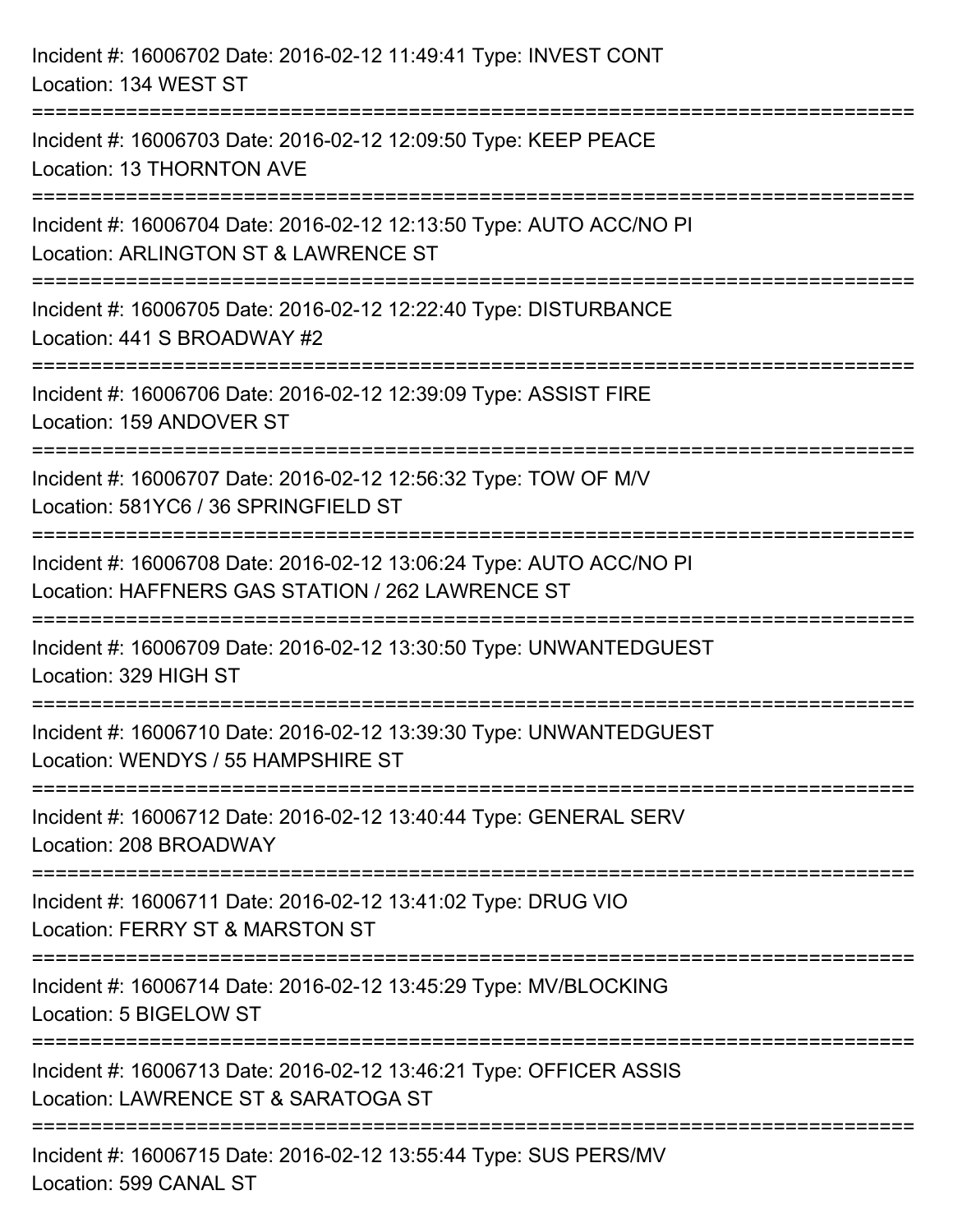Incident #: 16006702 Date: 2016-02-12 11:49:41 Type: INVEST CONT
Location: 134 WEST ST

===========================================================================

Incident #: 16006703 Date: 2016-02-12 12:09:50 Type: KEEP PEACE
Location: 13 THORNTON AVE

===========================================================================

Incident #: 16006704 Date: 2016-02-12 12:13:50 Type: AUTO ACC/NO PI
Location: ARLINGTON ST & LAWRENCE ST

===========================================================================

Incident #: 16006705 Date: 2016-02-12 12:22:40 Type: DISTURBANCE
Location: 441 S BROADWAY #2

===========================================================================

Incident #: 16006706 Date: 2016-02-12 12:39:09 Type: ASSIST FIRE
Location: 159 ANDOVER ST

===========================================================================

Incident #: 16006707 Date: 2016-02-12 12:56:32 Type: TOW OF M/V
Location: 581YC6 / 36 SPRINGFIELD ST

===========================================================================

Incident #: 16006708 Date: 2016-02-12 13:06:24 Type: AUTO ACC/NO PI
Location: HAFFNERS GAS STATION / 262 LAWRENCE ST

===========================================================================

Incident #: 16006709 Date: 2016-02-12 13:30:50 Type: UNWANTEDGUEST
Location: 329 HIGH ST

===========================================================================

Incident #: 16006710 Date: 2016-02-12 13:39:30 Type: UNWANTEDGUEST
Location: WENDYS / 55 HAMPSHIRE ST

===========================================================================

Incident #: 16006712 Date: 2016-02-12 13:40:44 Type: GENERAL SERV
Location: 208 BROADWAY

===========================================================================

Incident #: 16006711 Date: 2016-02-12 13:41:02 Type: DRUG VIO
Location: FERRY ST & MARSTON ST

===========================================================================

Incident #: 16006714 Date: 2016-02-12 13:45:29 Type: MV/BLOCKING
Location: 5 BIGELOW ST

===========================================================================

Incident #: 16006713 Date: 2016-02-12 13:46:21 Type: OFFICER ASSIS
Location: LAWRENCE ST & SARATOGA ST

===========================================================================

Incident #: 16006715 Date: 2016-02-12 13:55:44 Type: SUS PERS/MV
Location: 599 CANAL ST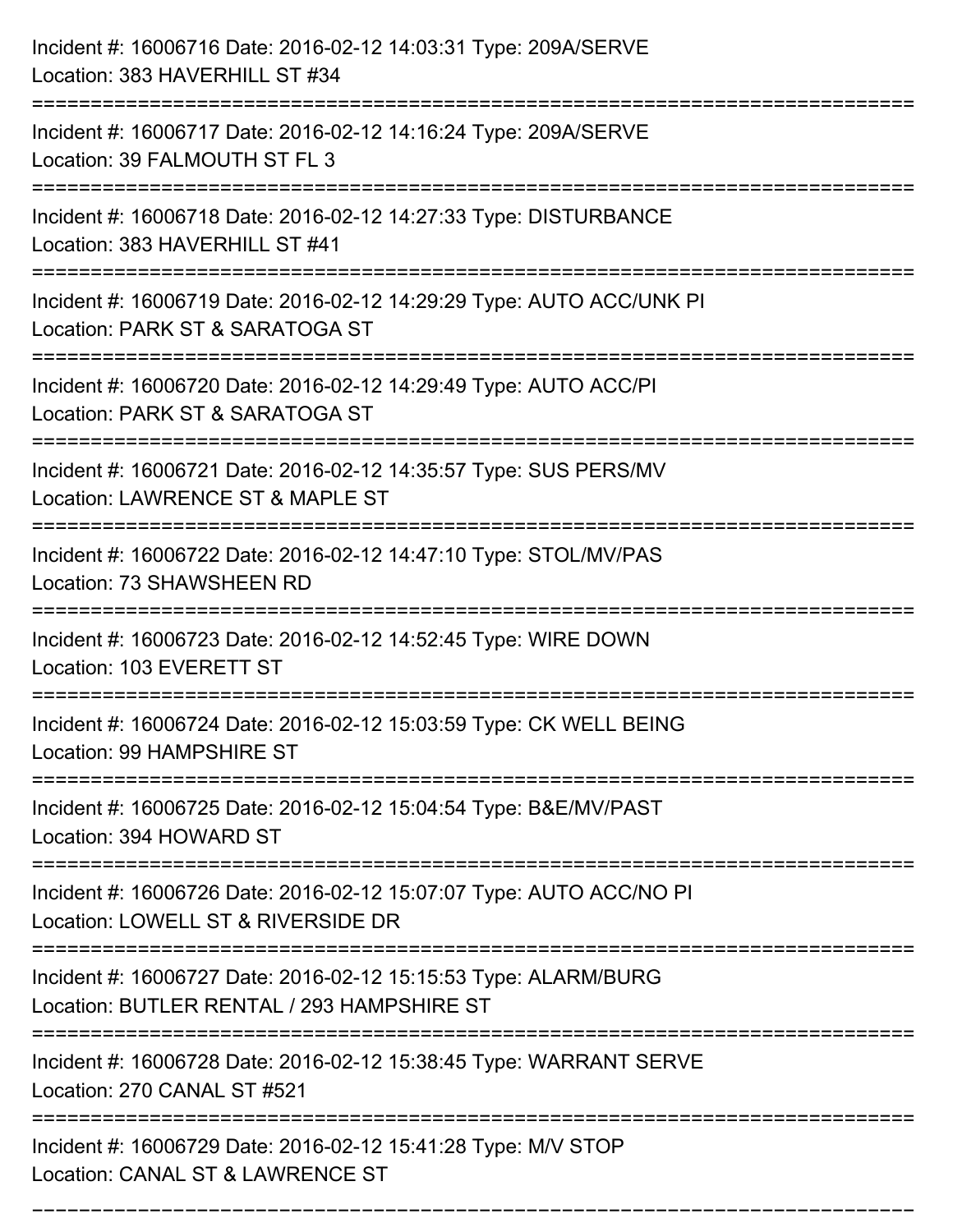Incident #: 16006716 Date: 2016-02-12 14:03:31 Type: 209A/SERVE
Location: 383 HAVERHILL ST #34

===========================================================================

Incident #: 16006717 Date: 2016-02-12 14:16:24 Type: 209A/SERVE
Location: 39 FALMOUTH ST FL 3

===========================================================================

Incident #: 16006718 Date: 2016-02-12 14:27:33 Type: DISTURBANCE
Location: 383 HAVERHILL ST #41

===========================================================================

Incident #: 16006719 Date: 2016-02-12 14:29:29 Type: AUTO ACC/UNK PI
Location: PARK ST & SARATOGA ST

===========================================================================

Incident #: 16006720 Date: 2016-02-12 14:29:49 Type: AUTO ACC/PI
Location: PARK ST & SARATOGA ST

===========================================================================

Incident #: 16006721 Date: 2016-02-12 14:35:57 Type: SUS PERS/MV
Location: LAWRENCE ST & MAPLE ST

===========================================================================

Incident #: 16006722 Date: 2016-02-12 14:47:10 Type: STOL/MV/PAS
Location: 73 SHAWSHEEN RD

===========================================================================

Incident #: 16006723 Date: 2016-02-12 14:52:45 Type: WIRE DOWN
Location: 103 EVERETT ST

===========================================================================

Incident #: 16006724 Date: 2016-02-12 15:03:59 Type: CK WELL BEING
Location: 99 HAMPSHIRE ST

===========================================================================

Incident #: 16006725 Date: 2016-02-12 15:04:54 Type: B&E/MV/PAST
Location: 394 HOWARD ST

===========================================================================

Incident #: 16006726 Date: 2016-02-12 15:07:07 Type: AUTO ACC/NO PI
Location: LOWELL ST & RIVERSIDE DR

===========================================================================

Incident #: 16006727 Date: 2016-02-12 15:15:53 Type: ALARM/BURG
Location: BUTLER RENTAL / 293 HAMPSHIRE ST

===========================================================================

Incident #: 16006728 Date: 2016-02-12 15:38:45 Type: WARRANT SERVE
Location: 270 CANAL ST #521

===========================================================================

Incident #: 16006729 Date: 2016-02-12 15:41:28 Type: M/V STOP
Location: CANAL ST & LAWRENCE ST

===========================================================================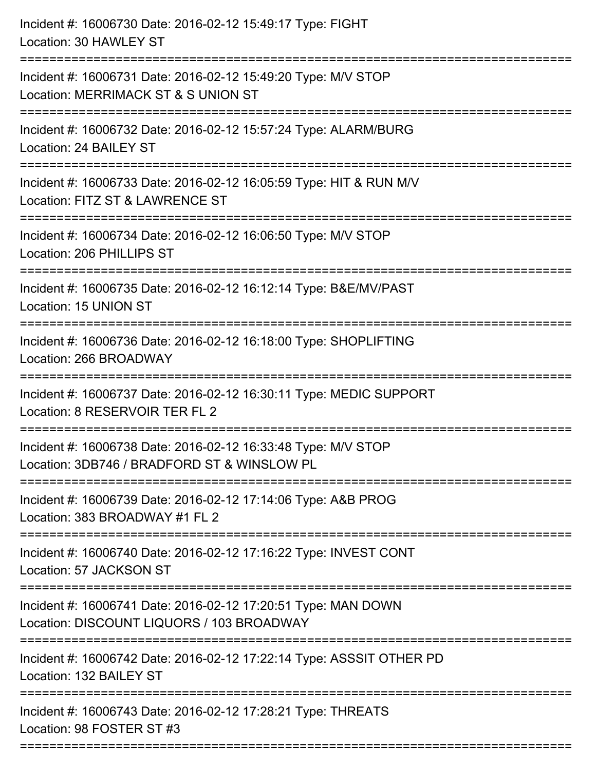Incident #: 16006730 Date: 2016-02-12 15:49:17 Type: FIGHT
Location: 30 HAWLEY ST

===========================================================================

Incident #: 16006731 Date: 2016-02-12 15:49:20 Type: M/V STOP
Location: MERRIMACK ST & S UNION ST

===========================================================================

Incident #: 16006732 Date: 2016-02-12 15:57:24 Type: ALARM/BURG
Location: 24 BAILEY ST

===========================================================================

Incident #: 16006733 Date: 2016-02-12 16:05:59 Type: HIT & RUN M/V
Location: FITZ ST & LAWRENCE ST

===========================================================================

Incident #: 16006734 Date: 2016-02-12 16:06:50 Type: M/V STOP
Location: 206 PHILLIPS ST

===========================================================================

Incident #: 16006735 Date: 2016-02-12 16:12:14 Type: B&E/MV/PAST
Location: 15 UNION ST

===========================================================================

Incident #: 16006736 Date: 2016-02-12 16:18:00 Type: SHOPLIFTING
Location: 266 BROADWAY

===========================================================================

Incident #: 16006737 Date: 2016-02-12 16:30:11 Type: MEDIC SUPPORT
Location: 8 RESERVOIR TER FL 2

===========================================================================

Incident #: 16006738 Date: 2016-02-12 16:33:48 Type: M/V STOP
Location: 3DB746 / BRADFORD ST & WINSLOW PL

===========================================================================

Incident #: 16006739 Date: 2016-02-12 17:14:06 Type: A&B PROG
Location: 383 BROADWAY #1 FL 2

===========================================================================

Incident #: 16006740 Date: 2016-02-12 17:16:22 Type: INVEST CONT
Location: 57 JACKSON ST

===========================================================================

Incident #: 16006741 Date: 2016-02-12 17:20:51 Type: MAN DOWN
Location: DISCOUNT LIQUORS / 103 BROADWAY

===========================================================================

Incident #: 16006742 Date: 2016-02-12 17:22:14 Type: ASSSIT OTHER PD
Location: 132 BAILEY ST

===========================================================================

Incident #: 16006743 Date: 2016-02-12 17:28:21 Type: THREATS
Location: 98 FOSTER ST #3

===========================================================================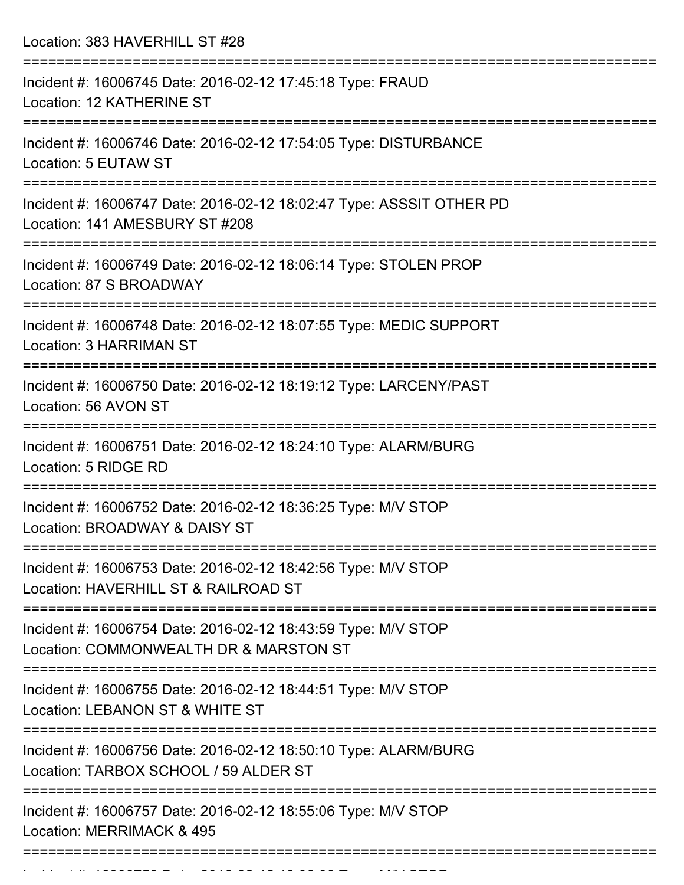Location: 383 HAVERHILL ST #28

===========================================================================

Incident #: 16006745 Date: 2016-02-12 17:45:18 Type: FRAUD
Location: 12 KATHERINE ST

===========================================================================

Incident #: 16006746 Date: 2016-02-12 17:54:05 Type: DISTURBANCE
Location: 5 EUTAW ST

===========================================================================

Incident #: 16006747 Date: 2016-02-12 18:02:47 Type: ASSSIT OTHER PD
Location: 141 AMESBURY ST #208

===========================================================================

Incident #: 16006749 Date: 2016-02-12 18:06:14 Type: STOLEN PROP
Location: 87 S BROADWAY

===========================================================================

Incident #: 16006748 Date: 2016-02-12 18:07:55 Type: MEDIC SUPPORT
Location: 3 HARRIMAN ST

===========================================================================

Incident #: 16006750 Date: 2016-02-12 18:19:12 Type: LARCENY/PAST
Location: 56 AVON ST

===========================================================================

Incident #: 16006751 Date: 2016-02-12 18:24:10 Type: ALARM/BURG
Location: 5 RIDGE RD

===========================================================================

Incident #: 16006752 Date: 2016-02-12 18:36:25 Type: M/V STOP
Location: BROADWAY & DAISY ST

===========================================================================

Incident #: 16006753 Date: 2016-02-12 18:42:56 Type: M/V STOP
Location: HAVERHILL ST & RAILROAD ST

===========================================================================

Incident #: 16006754 Date: 2016-02-12 18:43:59 Type: M/V STOP
Location: COMMONWEALTH DR & MARSTON ST

===========================================================================

Incident #: 16006755 Date: 2016-02-12 18:44:51 Type: M/V STOP
Location: LEBANON ST & WHITE ST

===========================================================================

Incident #: 16006756 Date: 2016-02-12 18:50:10 Type: ALARM/BURG
Location: TARBOX SCHOOL / 59 ALDER ST

===========================================================================

Incident #: 16006757 Date: 2016-02-12 18:55:06 Type: M/V STOP
Location: MERRIMACK & 495

===========================================================================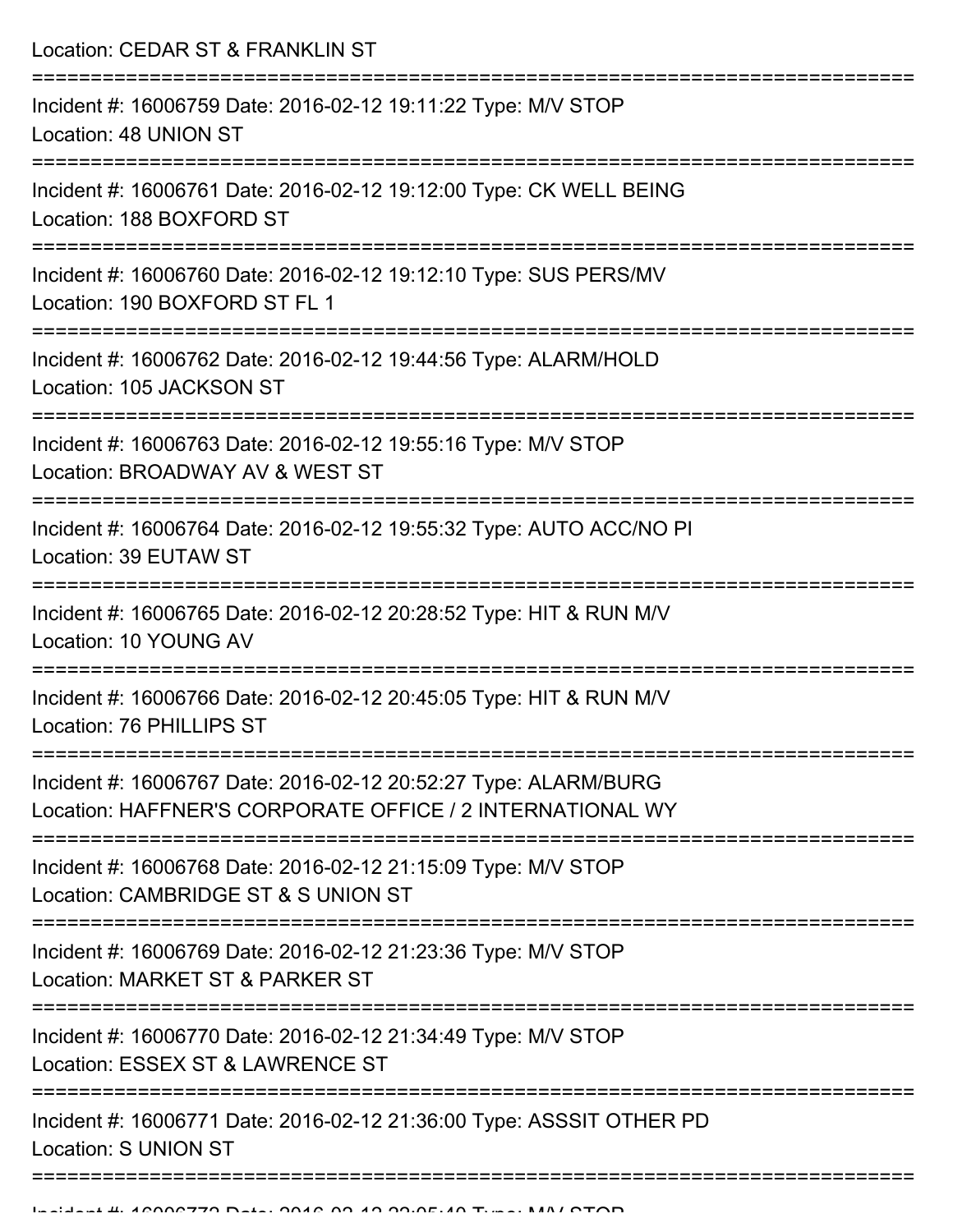Location: CEDAR ST & FRANKLIN ST

===========================================================================

Incident #: 16006759 Date: 2016-02-12 19:11:22 Type: M/V STOP
Location: 48 UNION ST

===========================================================================

Incident #: 16006761 Date: 2016-02-12 19:12:00 Type: CK WELL BEING
Location: 188 BOXFORD ST

===========================================================================

Incident #: 16006760 Date: 2016-02-12 19:12:10 Type: SUS PERS/MV
Location: 190 BOXFORD ST FL 1

===========================================================================

Incident #: 16006762 Date: 2016-02-12 19:44:56 Type: ALARM/HOLD
Location: 105 JACKSON ST

===========================================================================

Incident #: 16006763 Date: 2016-02-12 19:55:16 Type: M/V STOP
Location: BROADWAY AV & WEST ST

===========================================================================

Incident #: 16006764 Date: 2016-02-12 19:55:32 Type: AUTO ACC/NO PI
Location: 39 EUTAW ST

===========================================================================

Incident #: 16006765 Date: 2016-02-12 20:28:52 Type: HIT & RUN M/V
Location: 10 YOUNG AV

===========================================================================

Incident #: 16006766 Date: 2016-02-12 20:45:05 Type: HIT & RUN M/V
Location: 76 PHILLIPS ST

===========================================================================

Incident #: 16006767 Date: 2016-02-12 20:52:27 Type: ALARM/BURG
Location: HAFFNER'S CORPORATE OFFICE / 2 INTERNATIONAL WY

===========================================================================

Incident #: 16006768 Date: 2016-02-12 21:15:09 Type: M/V STOP
Location: CAMBRIDGE ST & S UNION ST

===========================================================================

Incident #: 16006769 Date: 2016-02-12 21:23:36 Type: M/V STOP
Location: MARKET ST & PARKER ST

===========================================================================

Incident #: 16006770 Date: 2016-02-12 21:34:49 Type: M/V STOP
Location: ESSEX ST & LAWRENCE ST

===========================================================================

Incident #: 16006771 Date: 2016-02-12 21:36:00 Type: ASSSIT OTHER PD
Location: S UNION ST

===========================================================================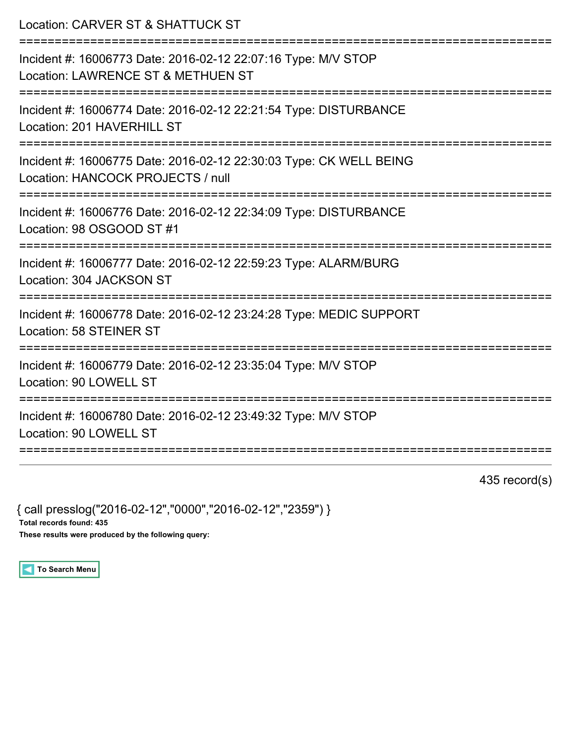Location: CARVER ST & SHATTUCK ST

===========================================================================

Incident #: 16006773 Date: 2016-02-12 22:07:16 Type: M/V STOP
Location: LAWRENCE ST & METHUEN ST

===========================================================================

Incident #: 16006774 Date: 2016-02-12 22:21:54 Type: DISTURBANCE
Location: 201 HAVERHILL ST

===========================================================================

Incident #: 16006775 Date: 2016-02-12 22:30:03 Type: CK WELL BEING
Location: HANCOCK PROJECTS / null

===========================================================================

Incident #: 16006776 Date: 2016-02-12 22:34:09 Type: DISTURBANCE
Location: 98 OSGOOD ST #1

===========================================================================

Incident #: 16006777 Date: 2016-02-12 22:59:23 Type: ALARM/BURG
Location: 304 JACKSON ST

===========================================================================

Incident #: 16006778 Date: 2016-02-12 23:24:28 Type: MEDIC SUPPORT
Location: 58 STEINER ST

===========================================================================

Incident #: 16006779 Date: 2016-02-12 23:35:04 Type: M/V STOP
Location: 90 LOWELL ST

===========================================================================

Incident #: 16006780 Date: 2016-02-12 23:49:32 Type: M/V STOP
Location: 90 LOWELL ST

===========================================================================

435 record(s)

{ call presslog("2016-02-12","0000","2016-02-12","2359") }

**Total records found: 435**

**These results were produced by the following query:**

To Search Menu